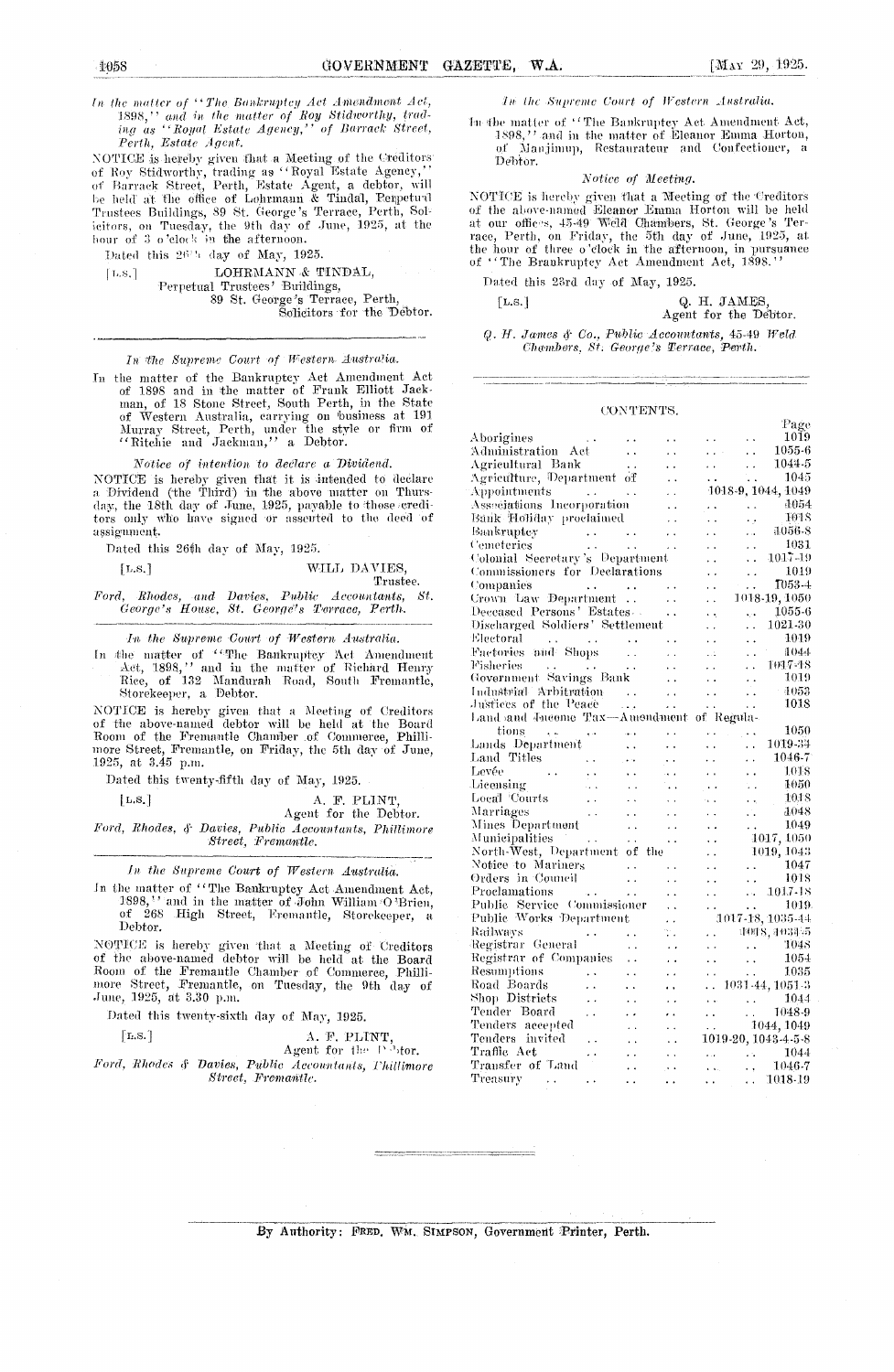*In the matter of "The Bankruptcy Act Amendment Act, 1898," and in the matter of Roy Stidworthy, trading as "Royal Estate Agency," of Barrack Street, Perth, Estate Agent.*

NOTICE is hereby given that a Meeting of the Creditors of Roy Stidworthy, trading as "Royal Estate Agency," of Barrack Street, Perth, Estate Agent, a debtor, will be held at the office of Lohrmann & Tindal, Perpetual Trustees Buildings, 89 St. George's Terrace, Perth, Solicitors, on Tuesday, the 9th day of June, 1925, at the hour of 3 o'clock in the afternoon.

Dated this 26th day of May, 1925.

[L.S.] LOHRMANN & TINDAL,
Perpetual Trustees' Buildings,
89 St. George's Terrace, Perth,
Solicitors for the Debtor.

---

*In the Supreme Court of Western Australia.*

In the matter of the Bankruptcy Act Amendment Act of 1898 and in the matter of Frank Elliott Jackman, of 18 Stone Street, South Perth, in the State of Western Australia, carrying on business at 191 Murray Street, Perth, under the style or firm of "Ritchie and Jackman," a Debtor.

*Notice of intention to declare a Dividend.*

NOTICE is hereby given that it is intended to declare a Dividend (the Third) in the above matter on Thursday, the 18th day of June, 1925, payable to those creditors only who have signed or assented to the deed of assignment.

Dated this 26th day of May, 1925.

[L.S.] WILL DAVIES,
Trustee.

*Ford, Rhodes, and Davies, Public Accountants, St. George's House, St. George's Terrace, Perth.*

---

*In the Supreme Court of Western Australia.*

In the matter of "The Bankruptcy Act Amendment Act, 1898," and in the matter of Richard Henry Rice, of 132 Mandurah Road, South Fremantle, Storekeeper, a Debtor.

NOTICE is hereby given that a Meeting of Creditors of the above-named debtor will be held at the Board Room of the Fremantle Chamber of Commerce, Phillimore Street, Fremantle, on Friday, the 5th day of June, 1925, at 3.45 p.m.

Dated this twenty-fifth day of May, 1925.

[L.S.] A. F. PLINT,
Agent for the Debtor.

*Ford, Rhodes, & Davies, Public Accountants, Phillimore Street, Fremantle.*

---

*In the Supreme Court of Western Australia.*

In the matter of "The Bankruptcy Act Amendment Act, 1898," and in the matter of John William O'Brien, of 268 High Street, Fremantle, Storekeeper, a Debtor.

NOTICE is hereby given that a Meeting of Creditors of the above-named debtor will be held at the Board Room of the Fremantle Chamber of Commerce, Phillimore Street, Fremantle, on Tuesday, the 9th day of June, 1925, at 3.30 p.m.

Dated this twenty-sixth day of May, 1925.

[L.S.] A. F. PLINT,
Agent for the Debtor.

*Ford, Rhodes & Davies, Public Accountants, Phillimore Street, Fremantle.*

---

*In the Supreme Court of Western Australia.*

In the matter of "The Bankruptcy Act Amendment Act, 1898," and in the matter of Eleanor Emma Horton, of Manjimup, Restaurateur and Confectioner, a Debtor.

*Notice of Meeting.*

NOTICE is hereby given that a Meeting of the Creditors of the above-named Eleanor Emma Horton will be held at our offices, 45-49 Weld Chambers, St. George's Terrace, Perth, on Friday, the 5th day of June, 1925, at the hour of three o'clock in the afternoon, in pursuance of "The Bankruptcy Act Amendment Act, 1898."

Dated this 23rd day of May, 1925.

[L.S.] Q. H. JAMES,
Agent for the Debtor.

*Q. H. James & Co., Public Accountants, 45-49 Weld Chambers, St. George's Terrace, Perth.*

---

## CONTENTS.

| | Page |
|---|---|
| Aborigines | 1019 |
| Administration Act | 1055-6 |
| Agricultural Bank | 1044-5 |
| Agriculture, Department of | 1045 |
| Appointments | 1018-9, 1044, 1049 |
| Associations Incorporation | 1054 |
| Bank Holiday proclaimed | 1018 |
| Bankruptcy | 1056-8 |
| Cemeteries | 1031 |
| Colonial Secretary's Department | 1017-19 |
| Commissioners for Declarations | 1019 |
| Companies | 1053-4 |
| Crown Law Department | 1018-19, 1050 |
| Deceased Persons' Estates | 1055-6 |
| Discharged Soldiers' Settlement | 1021-30 |
| Electoral | 1019 |
| Factories and Shops | 1044 |
| Fisheries | 1017-18 |
| Government Savings Bank | 1019 |
| Industrial Arbitration | 1053 |
| Justices of the Peace | 1018 |
| Land and Income Tax—Amendment of Regulations | 1050 |
| Lands Department | 1019-34 |
| Land Titles | 1046-7 |
| Levée | 1018 |
| Licensing | 1050 |
| Local Courts | 1018 |
| Marriages | 1048 |
| Mines Department | 1049 |
| Municipalities | 1017, 1050 |
| North-West, Department of the | 1019, 1043 |
| Notice to Mariners | 1047 |
| Orders in Council | 1018 |
| Proclamations | 1017-18 |
| Public Service Commissioner | 1019 |
| Public Works Department | 1017-18, 1035-44 |
| Railways | 1018, 1034-5 |
| Registrar General | 1048 |
| Registrar of Companies | 1054 |
| Resumptions | 1035 |
| Road Boards | 1031-44, 1051-3 |
| Shop Districts | 1044 |
| Tender Board | 1048-9 |
| Tenders accepted | 1044, 1049 |
| Tenders invited | 1019-20, 1043-4-5-8 |
| Traffic Act | 1044 |
| Transfer of Land | 1046-7 |
| Treasury | 1018-19 |

---

By Authority: FRED. WM. SIMPSON, Government Printer, Perth.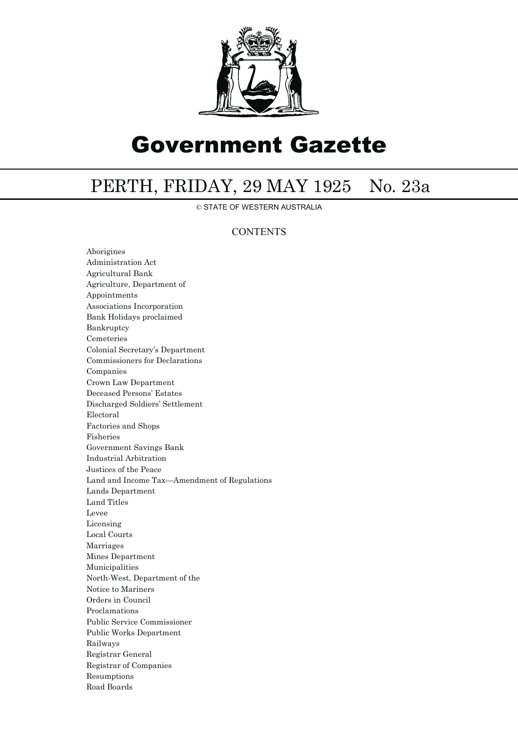# Government Gazette

## PERTH, FRIDAY, 29 MAY 1925 No. 23a

© STATE OF WESTERN AUSTRALIA

### CONTENTS

Aborigines
Administration Act
Agricultural Bank
Agriculture, Department of
Appointments
Associations Incorporation
Bank Holidays proclaimed
Bankruptcy
Cemeteries
Colonial Secretary's Department
Commissioners for Declarations
Companies
Crown Law Department
Deceased Persons' Estates
Discharged Soldiers' Settlement
Electoral
Factories and Shops
Fisheries
Government Savings Bank
Industrial Arbitration
Justices of the Peace
Land and Income Tax—Amendment of Regulations
Lands Department
Land Titles
Levee
Licensing
Local Courts
Marriages
Mines Department
Municipalities
North-West, Department of the
Notice to Mariners
Orders in Council
Proclamations
Public Service Commissioner
Public Works Department
Railways
Registrar General
Registrar of Companies
Resumptions
Road Boards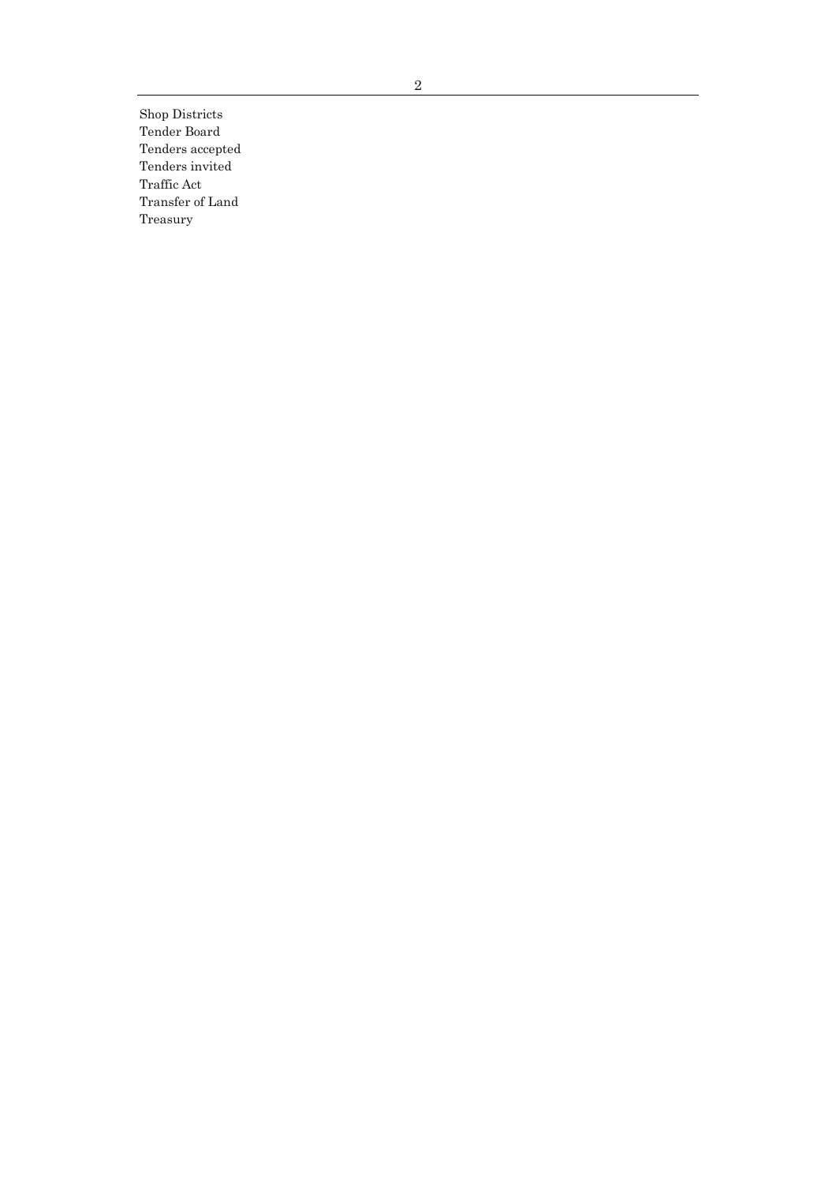Shop Districts
Tender Board
Tenders accepted
Tenders invited
Traffic Act
Transfer of Land
Treasury